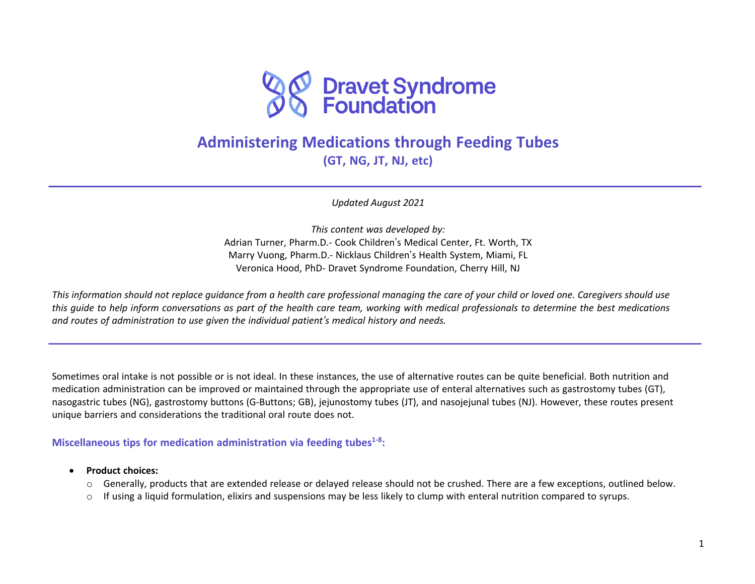Dravet Syndrome Foundation

# Administering Medications through Feeding Tubes

## (GT, NG, JT, NJ, etc)

---

*Updated August 2021*

*This content was developed by:*
Adrian Turner, Pharm.D.- Cook Children's Medical Center, Ft. Worth, TX
Marry Vuong, Pharm.D.- Nicklaus Children's Health System, Miami, FL
Veronica Hood, PhD- Dravet Syndrome Foundation, Cherry Hill, NJ

*This information should not replace guidance from a health care professional managing the care of your child or loved one. Caregivers should use this guide to help inform conversations as part of the health care team, working with medical professionals to determine the best medications and routes of administration to use given the individual patient's medical history and needs.*

---

Sometimes oral intake is not possible or is not ideal. In these instances, the use of alternative routes can be quite beneficial. Both nutrition and medication administration can be improved or maintained through the appropriate use of enteral alternatives such as gastrostomy tubes (GT), nasogastric tubes (NG), gastrostomy buttons (G-Buttons; GB), jejunostomy tubes (JT), and nasojejunal tubes (NJ). However, these routes present unique barriers and considerations the traditional oral route does not.

### Miscellaneous tips for medication administration via feeding tubes[1-8]:

- **Product choices:**
  - Generally, products that are extended release or delayed release should not be crushed. There are a few exceptions, outlined below.
  - If using a liquid formulation, elixirs and suspensions may be less likely to clump with enteral nutrition compared to syrups.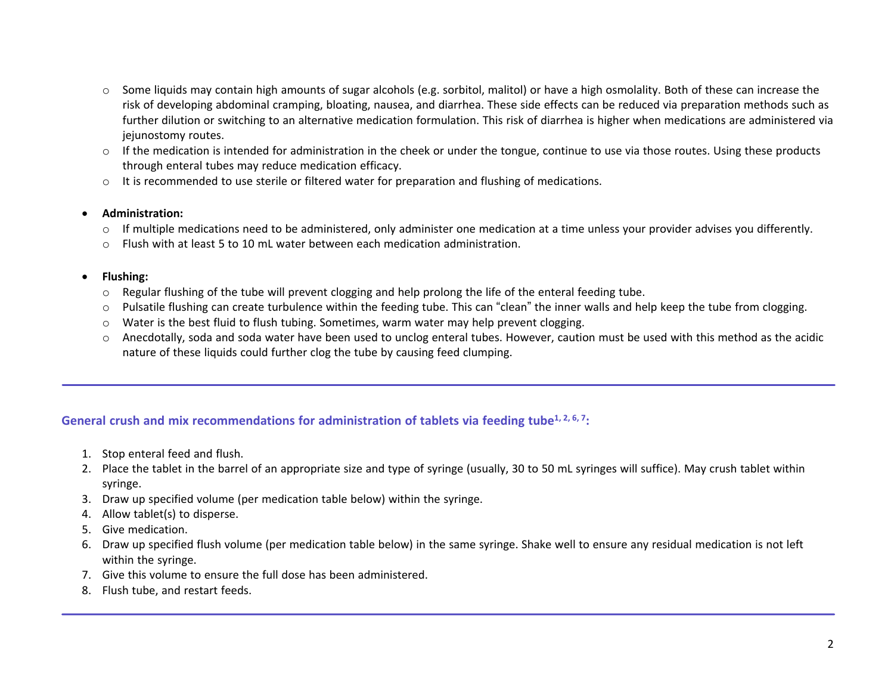- Some liquids may contain high amounts of sugar alcohols (e.g. sorbitol, malitol) or have a high osmolality. Both of these can increase the risk of developing abdominal cramping, bloating, nausea, and diarrhea. These side effects can be reduced via preparation methods such as further dilution or switching to an alternative medication formulation. This risk of diarrhea is higher when medications are administered via jejunostomy routes.
- If the medication is intended for administration in the cheek or under the tongue, continue to use via those routes. Using these products through enteral tubes may reduce medication efficacy.
- It is recommended to use sterile or filtered water for preparation and flushing of medications.

- **Administration:**
  - If multiple medications need to be administered, only administer one medication at a time unless your provider advises you differently.
  - Flush with at least 5 to 10 mL water between each medication administration.

- **Flushing:**
  - Regular flushing of the tube will prevent clogging and help prolong the life of the enteral feeding tube.
  - Pulsatile flushing can create turbulence within the feeding tube. This can "clean" the inner walls and help keep the tube from clogging.
  - Water is the best fluid to flush tubing. Sometimes, warm water may help prevent clogging.
  - Anecdotally, soda and soda water have been used to unclog enteral tubes. However, caution must be used with this method as the acidic nature of these liquids could further clog the tube by causing feed clumping.

---

### General crush and mix recommendations for administration of tablets via feeding tube[1, 2, 6, 7]:

1. Stop enteral feed and flush.
2. Place the tablet in the barrel of an appropriate size and type of syringe (usually, 30 to 50 mL syringes will suffice). May crush tablet within syringe.
3. Draw up specified volume (per medication table below) within the syringe.
4. Allow tablet(s) to disperse.
5. Give medication.
6. Draw up specified flush volume (per medication table below) in the same syringe. Shake well to ensure any residual medication is not left within the syringe.
7. Give this volume to ensure the full dose has been administered.
8. Flush tube, and restart feeds.

---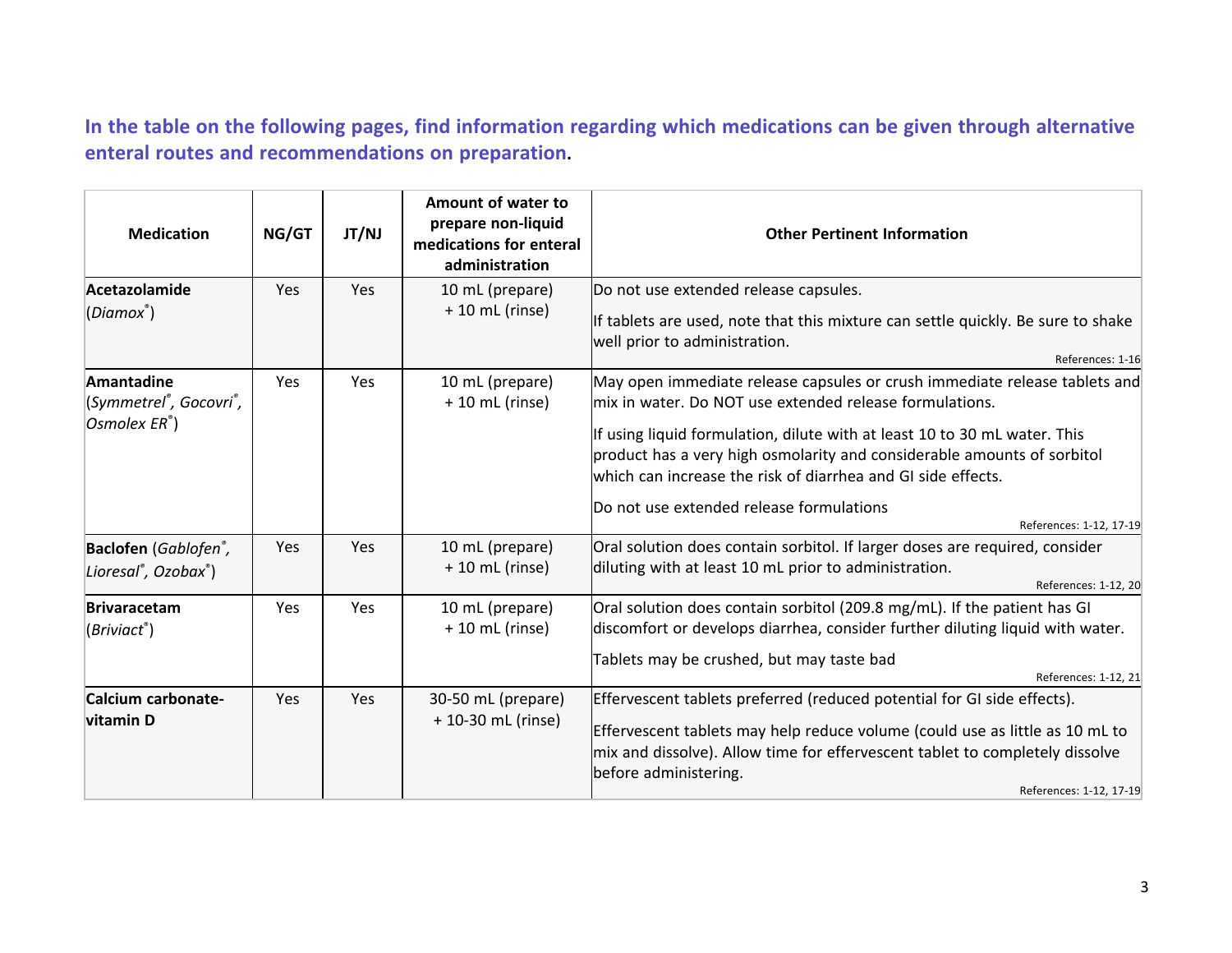**In the table on the following pages, find information regarding which medications can be given through alternative enteral routes and recommendations on preparation.**

| Medication | NG/GT | JT/NJ | Amount of water to prepare non-liquid medications for enteral administration | Other Pertinent Information |
|---|---|---|---|---|
| **Acetazolamide** (*Diamox*®) | Yes | Yes | 10 mL (prepare) + 10 mL (rinse) | Do not use extended release capsules.<br>If tablets are used, note that this mixture can settle quickly. Be sure to shake well prior to administration.<br>References: 1-16 |
| **Amantadine** (*Symmetrel*®, *Gocovri*®, *Osmolex ER*®) | Yes | Yes | 10 mL (prepare) + 10 mL (rinse) | May open immediate release capsules or crush immediate release tablets and mix in water. Do NOT use extended release formulations.<br>If using liquid formulation, dilute with at least 10 to 30 mL water. This product has a very high osmolarity and considerable amounts of sorbitol which can increase the risk of diarrhea and GI side effects.<br>Do not use extended release formulations<br>References: 1-12, 17-19 |
| **Baclofen** (*Gablofen*®, *Lioresal*®, *Ozobax*®) | Yes | Yes | 10 mL (prepare) + 10 mL (rinse) | Oral solution does contain sorbitol. If larger doses are required, consider diluting with at least 10 mL prior to administration.<br>References: 1-12, 20 |
| **Brivaracetam** (*Briviact*®) | Yes | Yes | 10 mL (prepare) + 10 mL (rinse) | Oral solution does contain sorbitol (209.8 mg/mL). If the patient has GI discomfort or develops diarrhea, consider further diluting liquid with water.<br>Tablets may be crushed, but may taste bad<br>References: 1-12, 21 |
| **Calcium carbonate-vitamin D** | Yes | Yes | 30-50 mL (prepare) + 10-30 mL (rinse) | Effervescent tablets preferred (reduced potential for GI side effects).<br>Effervescent tablets may help reduce volume (could use as little as 10 mL to mix and dissolve). Allow time for effervescent tablet to completely dissolve before administering.<br>References: 1-12, 17-19 |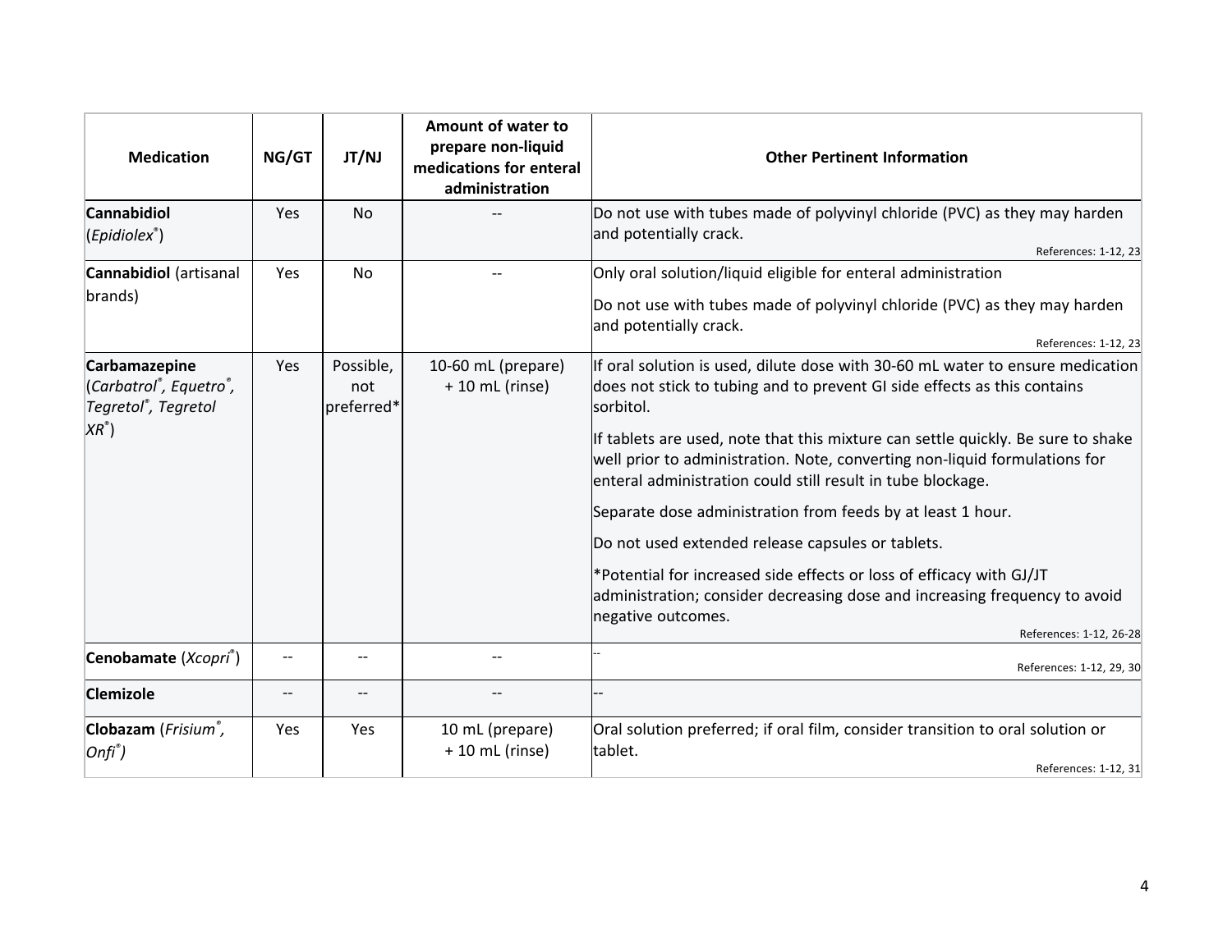| Medication | NG/GT | JT/NJ | Amount of water to prepare non-liquid medications for enteral administration | Other Pertinent Information |
|---|---|---|---|---|
| **Cannabidiol** (*Epidiolex®*) | Yes | No | -- | Do not use with tubes made of polyvinyl chloride (PVC) as they may harden and potentially crack.<br>References: 1-12, 23 |
| **Cannabidiol** (artisanal brands) | Yes | No | -- | Only oral solution/liquid eligible for enteral administration<br>Do not use with tubes made of polyvinyl chloride (PVC) as they may harden and potentially crack.<br>References: 1-12, 23 |
| **Carbamazepine** (*Carbatrol®, Equetro®, Tegretol®, Tegretol XR®*) | Yes | Possible, not preferred* | 10-60 mL (prepare) + 10 mL (rinse) | If oral solution is used, dilute dose with 30-60 mL water to ensure medication does not stick to tubing and to prevent GI side effects as this contains sorbitol.<br>If tablets are used, note that this mixture can settle quickly. Be sure to shake well prior to administration. Note, converting non-liquid formulations for enteral administration could still result in tube blockage.<br>Separate dose administration from feeds by at least 1 hour.<br>Do not used extended release capsules or tablets.<br>*Potential for increased side effects or loss of efficacy with GJ/JT administration; consider decreasing dose and increasing frequency to avoid negative outcomes.<br>References: 1-12, 26-28 |
| **Cenobamate** (*Xcopri®*) | -- | -- | -- | --<br>References: 1-12, 29, 30 |
| **Clemizole** | -- | -- | -- | -- |
| **Clobazam** (*Frisium®, Onfi®*) | Yes | Yes | 10 mL (prepare) + 10 mL (rinse) | Oral solution preferred; if oral film, consider transition to oral solution or tablet.<br>References: 1-12, 31 |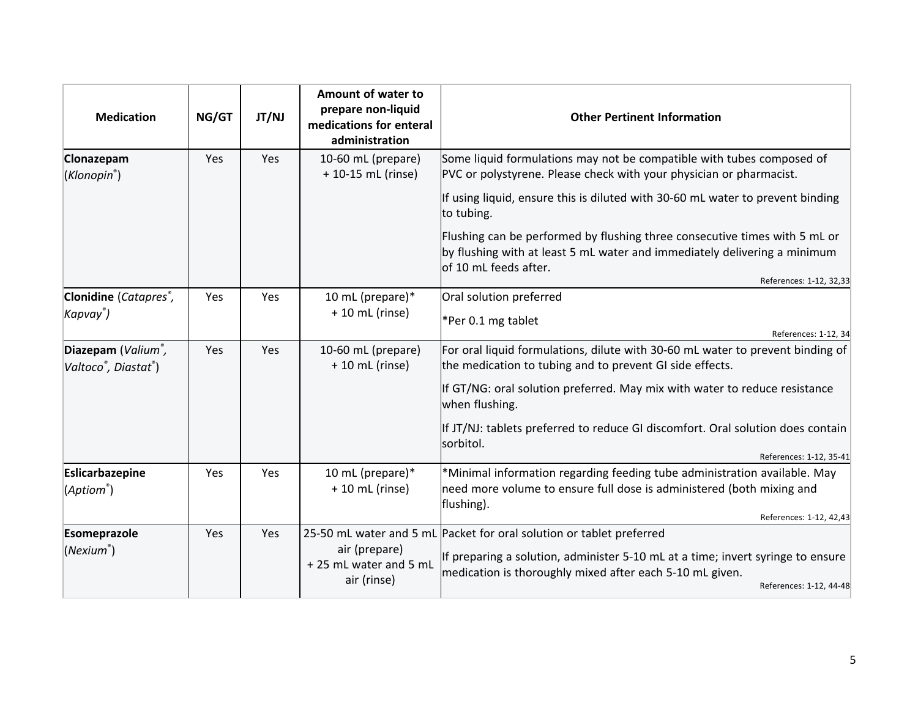| Medication | NG/GT | JT/NJ | Amount of water to prepare non-liquid medications for enteral administration | Other Pertinent Information |
|---|---|---|---|---|
| **Clonazepam** (*Klonopin®*) | Yes | Yes | 10-60 mL (prepare) + 10-15 mL (rinse) | Some liquid formulations may not be compatible with tubes composed of PVC or polystyrene. Please check with your physician or pharmacist.<br><br>If using liquid, ensure this is diluted with 30-60 mL water to prevent binding to tubing.<br><br>Flushing can be performed by flushing three consecutive times with 5 mL or by flushing with at least 5 mL water and immediately delivering a minimum of 10 mL feeds after.<br><br>References: 1-12, 32,33 |
| **Clonidine** (*Catapres®, Kapvay®*) | Yes | Yes | 10 mL (prepare)* + 10 mL (rinse) | Oral solution preferred<br><br>*Per 0.1 mg tablet<br><br>References: 1-12, 34 |
| **Diazepam** (*Valium®, Valtoco®, Diastat®*) | Yes | Yes | 10-60 mL (prepare) + 10 mL (rinse) | For oral liquid formulations, dilute with 30-60 mL water to prevent binding of the medication to tubing and to prevent GI side effects.<br><br>If GT/NG: oral solution preferred. May mix with water to reduce resistance when flushing.<br><br>If JT/NJ: tablets preferred to reduce GI discomfort. Oral solution does contain sorbitol.<br><br>References: 1-12, 35-41 |
| **Eslicarbazepine** (*Aptiom®*) | Yes | Yes | 10 mL (prepare)* + 10 mL (rinse) | *Minimal information regarding feeding tube administration available. May need more volume to ensure full dose is administered (both mixing and flushing).<br><br>References: 1-12, 42,43 |
| **Esomeprazole** (*Nexium®*) | Yes | Yes | 25-50 mL water and 5 mL air (prepare) + 25 mL water and 5 mL air (rinse) | Packet for oral solution or tablet preferred<br><br>If preparing a solution, administer 5-10 mL at a time; invert syringe to ensure medication is thoroughly mixed after each 5-10 mL given.<br><br>References: 1-12, 44-48 |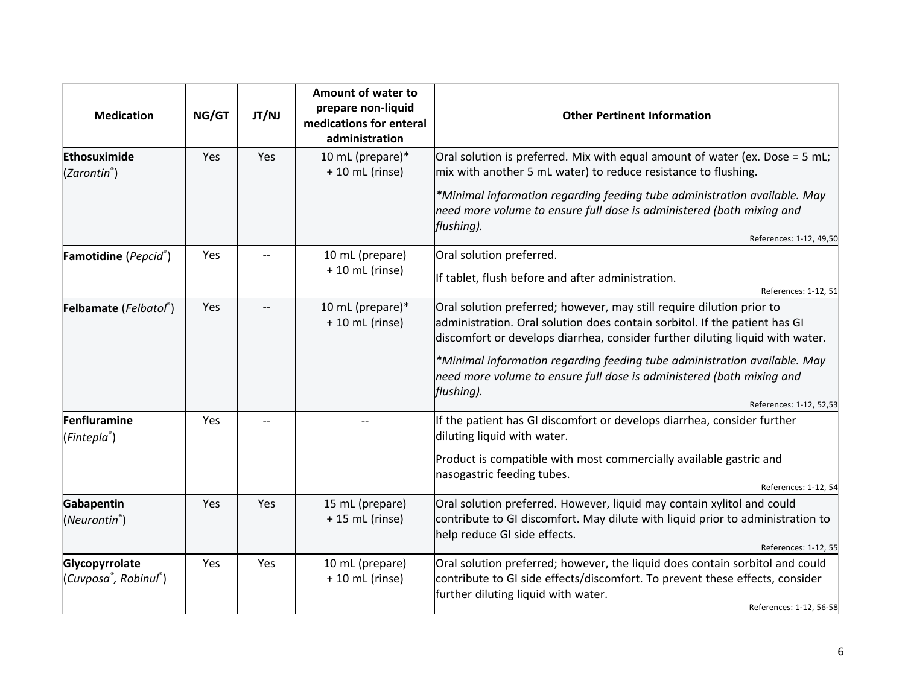| Medication | NG/GT | JT/NJ | Amount of water to prepare non-liquid medications for enteral administration | Other Pertinent Information |
| --- | --- | --- | --- | --- |
| **Ethosuximide** (*Zarontin®*) | Yes | Yes | 10 mL (prepare)* + 10 mL (rinse) | Oral solution is preferred. Mix with equal amount of water (ex. Dose = 5 mL; mix with another 5 mL water) to reduce resistance to flushing. *\*Minimal information regarding feeding tube administration available. May need more volume to ensure full dose is administered (both mixing and flushing).* References: 1-12, 49,50 |
| **Famotidine** (*Pepcid®*) | Yes | -- | 10 mL (prepare) + 10 mL (rinse) | Oral solution preferred. If tablet, flush before and after administration. References: 1-12, 51 |
| **Felbamate** (*Felbatol®*) | Yes | -- | 10 mL (prepare)* + 10 mL (rinse) | Oral solution preferred; however, may still require dilution prior to administration. Oral solution does contain sorbitol. If the patient has GI discomfort or develops diarrhea, consider further diluting liquid with water. *\*Minimal information regarding feeding tube administration available. May need more volume to ensure full dose is administered (both mixing and flushing).* References: 1-12, 52,53 |
| **Fenfluramine** (*Fintepla®*) | Yes | -- | -- | If the patient has GI discomfort or develops diarrhea, consider further diluting liquid with water. Product is compatible with most commercially available gastric and nasogastric feeding tubes. References: 1-12, 54 |
| **Gabapentin** (*Neurontin®*) | Yes | Yes | 15 mL (prepare) + 15 mL (rinse) | Oral solution preferred. However, liquid may contain xylitol and could contribute to GI discomfort. May dilute with liquid prior to administration to help reduce GI side effects. References: 1-12, 55 |
| **Glycopyrrolate** (*Cuvposa®, Robinul®*) | Yes | Yes | 10 mL (prepare) + 10 mL (rinse) | Oral solution preferred; however, the liquid does contain sorbitol and could contribute to GI side effects/discomfort. To prevent these effects, consider further diluting liquid with water. References: 1-12, 56-58 |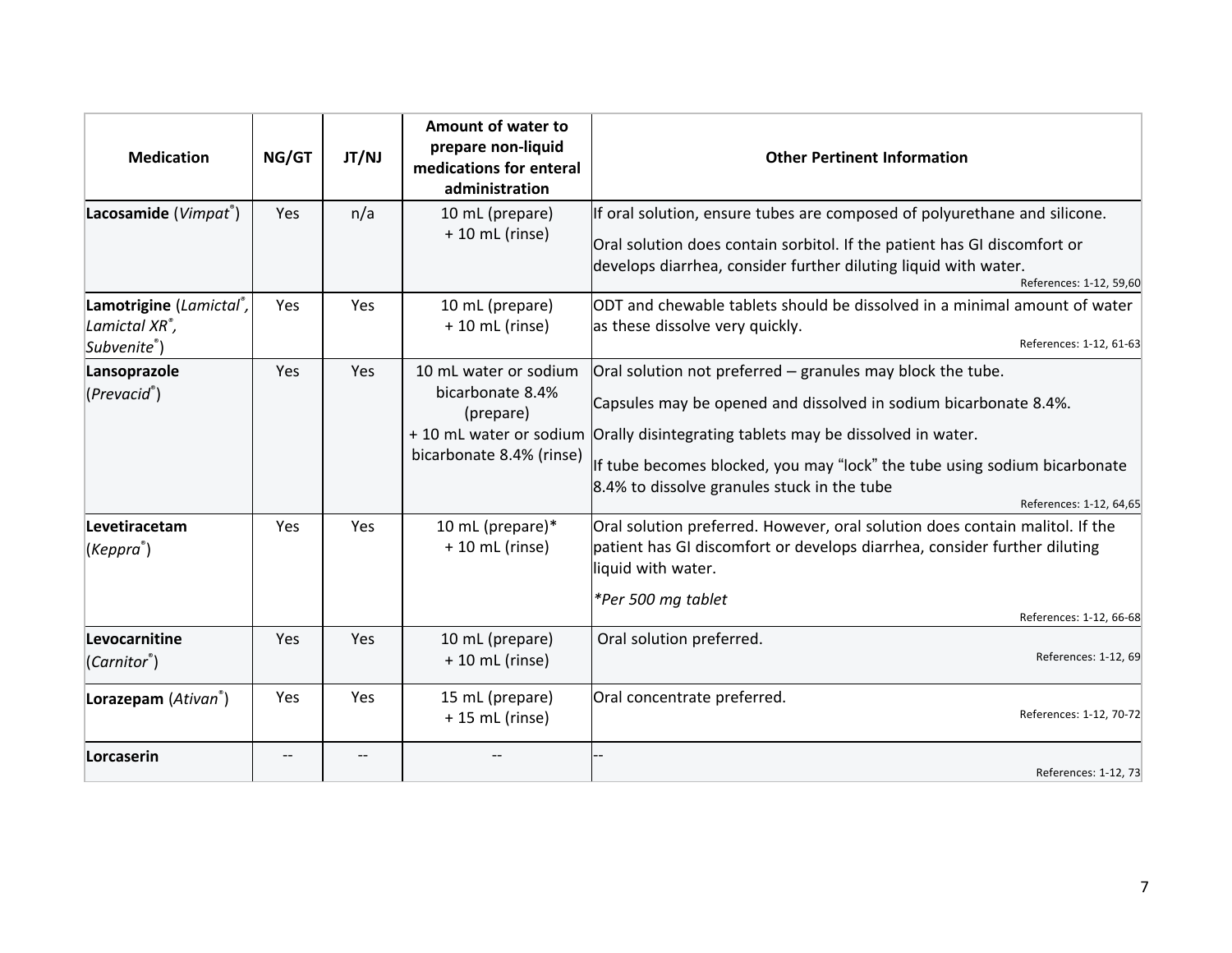| Medication | NG/GT | JT/NJ | Amount of water to prepare non-liquid medications for enteral administration | Other Pertinent Information |
|---|---|---|---|---|
| **Lacosamide** (*Vimpat®*) | Yes | n/a | 10 mL (prepare) + 10 mL (rinse) | If oral solution, ensure tubes are composed of polyurethane and silicone.<br><br>Oral solution does contain sorbitol. If the patient has GI discomfort or develops diarrhea, consider further diluting liquid with water.<br>References: 1-12, 59,60 |
| **Lamotrigine** (*Lamictal®, Lamictal XR®, Subvenite®*) | Yes | Yes | 10 mL (prepare) + 10 mL (rinse) | ODT and chewable tablets should be dissolved in a minimal amount of water as these dissolve very quickly.<br>References: 1-12, 61-63 |
| **Lansoprazole** (*Prevacid®*) | Yes | Yes | 10 mL water or sodium bicarbonate 8.4% (prepare) + 10 mL water or sodium bicarbonate 8.4% (rinse) | Oral solution not preferred – granules may block the tube.<br><br>Capsules may be opened and dissolved in sodium bicarbonate 8.4%.<br><br>Orally disintegrating tablets may be dissolved in water.<br><br>If tube becomes blocked, you may "lock" the tube using sodium bicarbonate 8.4% to dissolve granules stuck in the tube<br>References: 1-12, 64,65 |
| **Levetiracetam** (*Keppra®*) | Yes | Yes | 10 mL (prepare)* + 10 mL (rinse) | Oral solution preferred. However, oral solution does contain malitol. If the patient has GI discomfort or develops diarrhea, consider further diluting liquid with water.<br><br>*\*Per 500 mg tablet*<br>References: 1-12, 66-68 |
| **Levocarnitine** (*Carnitor®*) | Yes | Yes | 10 mL (prepare) + 10 mL (rinse) | Oral solution preferred.<br>References: 1-12, 69 |
| **Lorazepam** (*Ativan®*) | Yes | Yes | 15 mL (prepare) + 15 mL (rinse) | Oral concentrate preferred.<br>References: 1-12, 70-72 |
| **Lorcaserin** | -- | -- | -- | --<br>References: 1-12, 73 |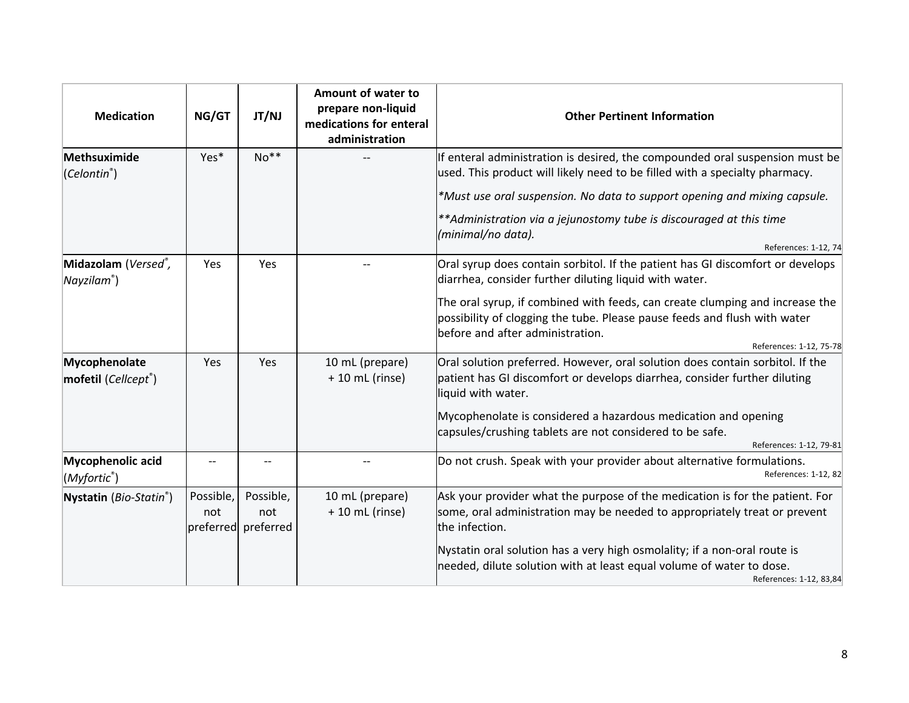| Medication | NG/GT | JT/NJ | Amount of water to prepare non-liquid medications for enteral administration | Other Pertinent Information |
|---|---|---|---|---|
| **Methsuximide** (*Celontin*®) | Yes* | No** | -- | If enteral administration is desired, the compounded oral suspension must be used. This product will likely need to be filled with a specialty pharmacy.<br>*\*Must use oral suspension. No data to support opening and mixing capsule.*<br>*\*\*Administration via a jejunostomy tube is discouraged at this time (minimal/no data).*<br>References: 1-12, 74 |
| **Midazolam** (*Versed*®, *Nayzilam*®) | Yes | Yes | -- | Oral syrup does contain sorbitol. If the patient has GI discomfort or develops diarrhea, consider further diluting liquid with water.<br>The oral syrup, if combined with feeds, can create clumping and increase the possibility of clogging the tube. Please pause feeds and flush with water before and after administration.<br>References: 1-12, 75-78 |
| **Mycophenolate mofetil** (*Cellcept*®) | Yes | Yes | 10 mL (prepare) + 10 mL (rinse) | Oral solution preferred. However, oral solution does contain sorbitol. If the patient has GI discomfort or develops diarrhea, consider further diluting liquid with water.<br>Mycophenolate is considered a hazardous medication and opening capsules/crushing tablets are not considered to be safe.<br>References: 1-12, 79-81 |
| **Mycophenolic acid** (*Myfortic*®) | -- | -- | -- | Do not crush. Speak with your provider about alternative formulations.<br>References: 1-12, 82 |
| **Nystatin** (*Bio-Statin*®) | Possible, not preferred | Possible, not preferred | 10 mL (prepare) + 10 mL (rinse) | Ask your provider what the purpose of the medication is for the patient. For some, oral administration may be needed to appropriately treat or prevent the infection.<br>Nystatin oral solution has a very high osmolality; if a non-oral route is needed, dilute solution with at least equal volume of water to dose.<br>References: 1-12, 83,84 |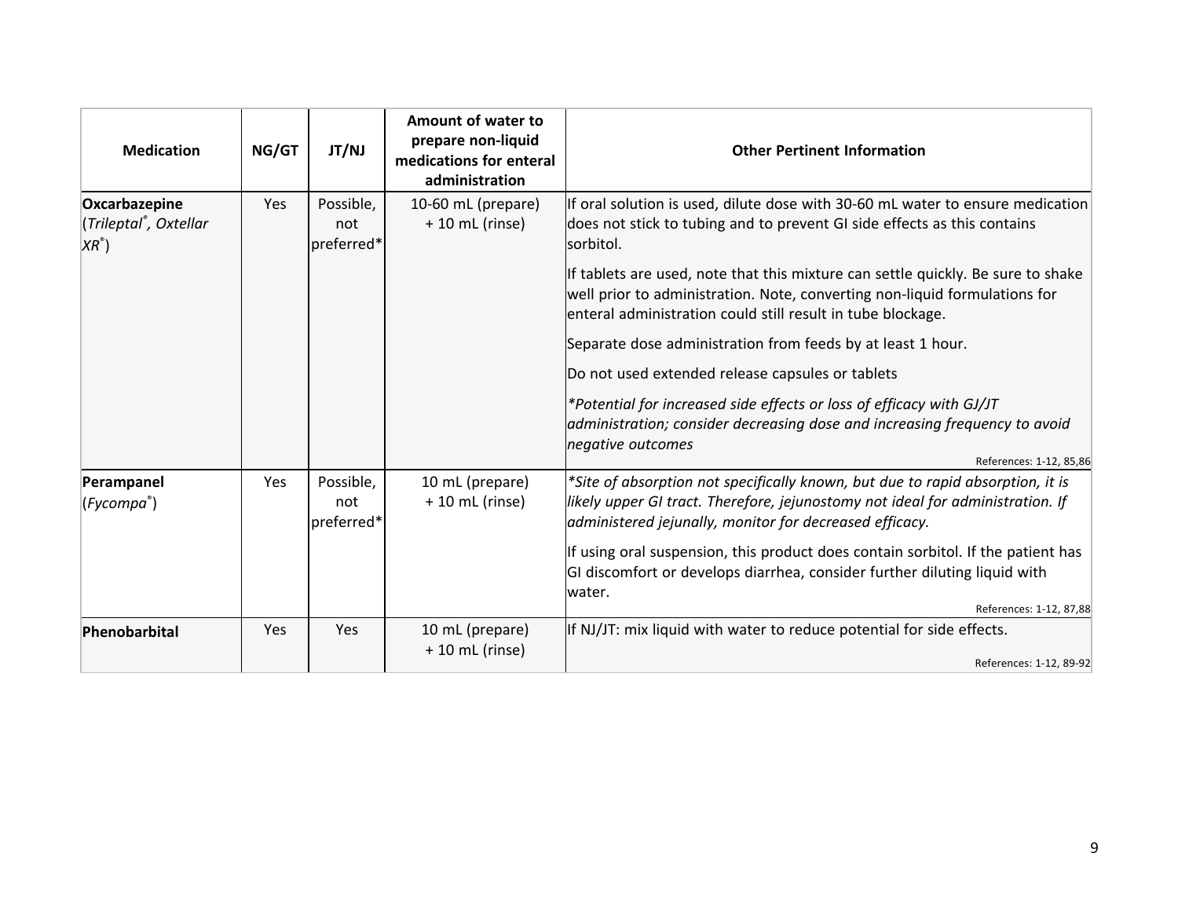| Medication | NG/GT | JT/NJ | Amount of water to prepare non-liquid medications for enteral administration | Other Pertinent Information |
|---|---|---|---|---|
| **Oxcarbazepine** (*Trileptal®, Oxtellar XR®*) | Yes | Possible, not preferred* | 10-60 mL (prepare) + 10 mL (rinse) | If oral solution is used, dilute dose with 30-60 mL water to ensure medication does not stick to tubing and to prevent GI side effects as this contains sorbitol.<br><br>If tablets are used, note that this mixture can settle quickly. Be sure to shake well prior to administration. Note, converting non-liquid formulations for enteral administration could still result in tube blockage.<br><br>Separate dose administration from feeds by at least 1 hour.<br><br>Do not used extended release capsules or tablets<br><br>*\*Potential for increased side effects or loss of efficacy with GJ/JT administration; consider decreasing dose and increasing frequency to avoid negative outcomes*<br><br>References: 1-12, 85,86 |
| **Perampanel** (*Fycompa®*) | Yes | Possible, not preferred* | 10 mL (prepare) + 10 mL (rinse) | *\*Site of absorption not specifically known, but due to rapid absorption, it is likely upper GI tract. Therefore, jejunostomy not ideal for administration. If administered jejunally, monitor for decreased efficacy.*<br><br>If using oral suspension, this product does contain sorbitol. If the patient has GI discomfort or develops diarrhea, consider further diluting liquid with water.<br><br>References: 1-12, 87,88 |
| **Phenobarbital** | Yes | Yes | 10 mL (prepare) + 10 mL (rinse) | If NJ/JT: mix liquid with water to reduce potential for side effects.<br><br>References: 1-12, 89-92 |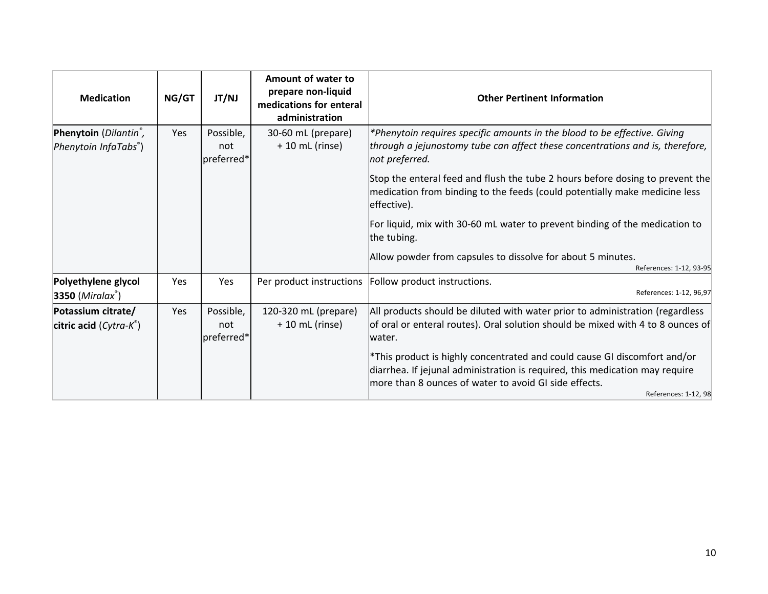| Medication | NG/GT | JT/NJ | Amount of water to prepare non-liquid medications for enteral administration | Other Pertinent Information |
|---|---|---|---|---|
| **Phenytoin** (*Dilantin®, Phenytoin InfaTabs®*) | Yes | Possible, not preferred* | 30-60 mL (prepare) + 10 mL (rinse) | *\*Phenytoin requires specific amounts in the blood to be effective. Giving through a jejunostomy tube can affect these concentrations and is, therefore, not preferred.*<br><br>Stop the enteral feed and flush the tube 2 hours before dosing to prevent the medication from binding to the feeds (could potentially make medicine less effective).<br><br>For liquid, mix with 30-60 mL water to prevent binding of the medication to the tubing.<br><br>Allow powder from capsules to dissolve for about 5 minutes.<br>References: 1-12, 93-95 |
| **Polyethylene glycol 3350** (*Miralax®*) | Yes | Yes | Per product instructions | Follow product instructions.<br>References: 1-12, 96,97 |
| **Potassium citrate/ citric acid** (*Cytra-K®*) | Yes | Possible, not preferred* | 120-320 mL (prepare) + 10 mL (rinse) | All products should be diluted with water prior to administration (regardless of oral or enteral routes). Oral solution should be mixed with 4 to 8 ounces of water.<br><br>*This product is highly concentrated and could cause GI discomfort and/or diarrhea. If jejunal administration is required, this medication may require more than 8 ounces of water to avoid GI side effects.<br>References: 1-12, 98 |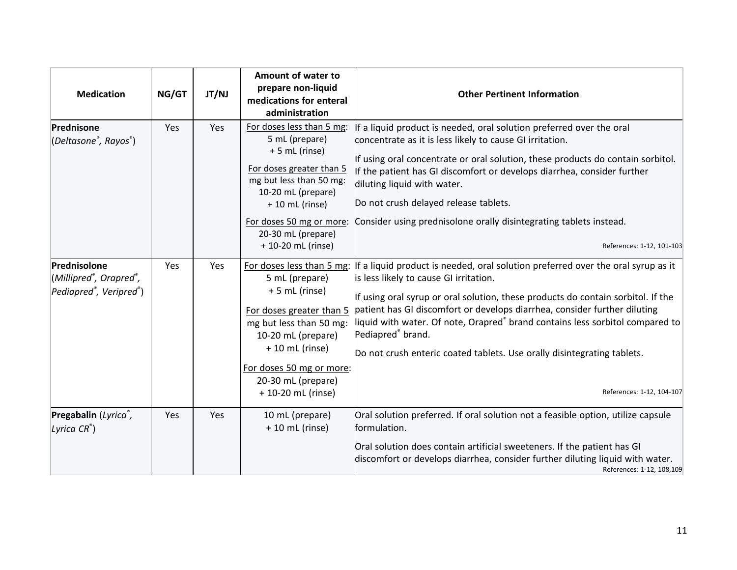| Medication | NG/GT | JT/NJ | Amount of water to prepare non-liquid medications for enteral administration | Other Pertinent Information |
|---|---|---|---|---|
| **Prednisone** (*Deltasone®, Rayos®*) | Yes | Yes | For doses less than 5 mg: 5 mL (prepare) + 5 mL (rinse)<br><br>For doses greater than 5 mg but less than 50 mg: 10-20 mL (prepare) + 10 mL (rinse)<br><br>For doses 50 mg or more: 20-30 mL (prepare) + 10-20 mL (rinse) | If a liquid product is needed, oral solution preferred over the oral concentrate as it is less likely to cause GI irritation.<br><br>If using oral concentrate or oral solution, these products do contain sorbitol. If the patient has GI discomfort or develops diarrhea, consider further diluting liquid with water.<br><br>Do not crush delayed release tablets.<br><br>Consider using prednisolone orally disintegrating tablets instead.<br><br>References: 1-12, 101-103 |
| **Prednisolone** (*Millipred®, Orapred®, Pediapred®, Veripred®*) | Yes | Yes | For doses less than 5 mg: 5 mL (prepare) + 5 mL (rinse)<br><br>For doses greater than 5 mg but less than 50 mg: 10-20 mL (prepare) + 10 mL (rinse)<br><br>For doses 50 mg or more: 20-30 mL (prepare) + 10-20 mL (rinse) | If a liquid product is needed, oral solution preferred over the oral syrup as it is less likely to cause GI irritation.<br><br>If using oral syrup or oral solution, these products do contain sorbitol. If the patient has GI discomfort or develops diarrhea, consider further diluting liquid with water. Of note, Orapred® brand contains less sorbitol compared to Pediapred® brand.<br><br>Do not crush enteric coated tablets. Use orally disintegrating tablets.<br><br>References: 1-12, 104-107 |
| **Pregabalin** (*Lyrica®, Lyrica CR®*) | Yes | Yes | 10 mL (prepare) + 10 mL (rinse) | Oral solution preferred. If oral solution not a feasible option, utilize capsule formulation.<br><br>Oral solution does contain artificial sweeteners. If the patient has GI discomfort or develops diarrhea, consider further diluting liquid with water.<br><br>References: 1-12, 108,109 |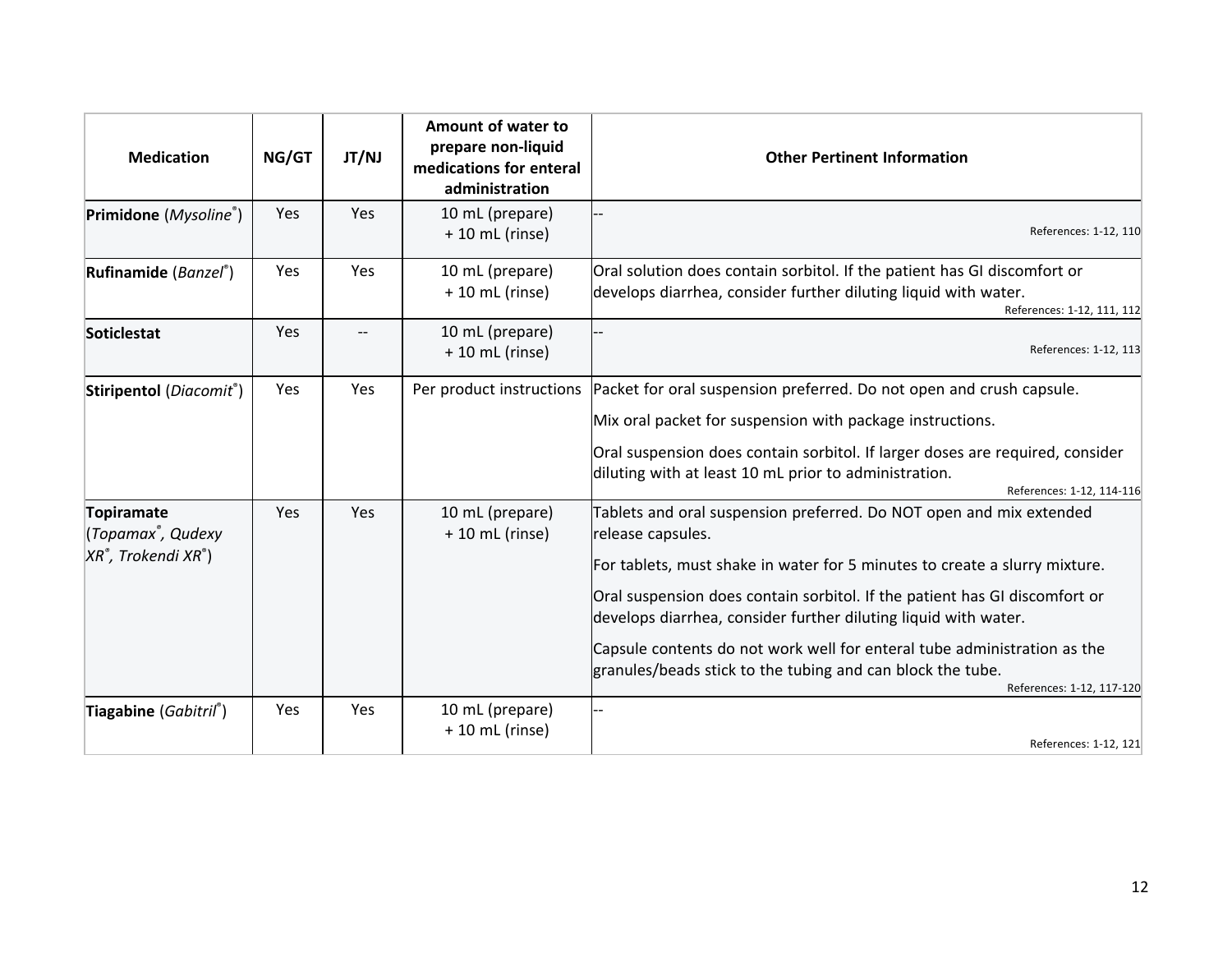| Medication | NG/GT | JT/NJ | Amount of water to prepare non-liquid medications for enteral administration | Other Pertinent Information |
|---|---|---|---|---|
| **Primidone** (*Mysoline*®) | Yes | Yes | 10 mL (prepare) + 10 mL (rinse) | -- References: 1-12, 110 |
| **Rufinamide** (*Banzel*®) | Yes | Yes | 10 mL (prepare) + 10 mL (rinse) | Oral solution does contain sorbitol. If the patient has GI discomfort or develops diarrhea, consider further diluting liquid with water. References: 1-12, 111, 112 |
| **Soticlestat** | Yes | -- | 10 mL (prepare) + 10 mL (rinse) | -- References: 1-12, 113 |
| **Stiripentol** (*Diacomit*®) | Yes | Yes | Per product instructions | Packet for oral suspension preferred. Do not open and crush capsule. Mix oral packet for suspension with package instructions. Oral suspension does contain sorbitol. If larger doses are required, consider diluting with at least 10 mL prior to administration. References: 1-12, 114-116 |
| **Topiramate** (*Topamax*®, *Qudexy XR*®, *Trokendi XR*®) | Yes | Yes | 10 mL (prepare) + 10 mL (rinse) | Tablets and oral suspension preferred. Do NOT open and mix extended release capsules. For tablets, must shake in water for 5 minutes to create a slurry mixture. Oral suspension does contain sorbitol. If the patient has GI discomfort or develops diarrhea, consider further diluting liquid with water. Capsule contents do not work well for enteral tube administration as the granules/beads stick to the tubing and can block the tube. References: 1-12, 117-120 |
| **Tiagabine** (*Gabitril*®) | Yes | Yes | 10 mL (prepare) + 10 mL (rinse) | -- References: 1-12, 121 |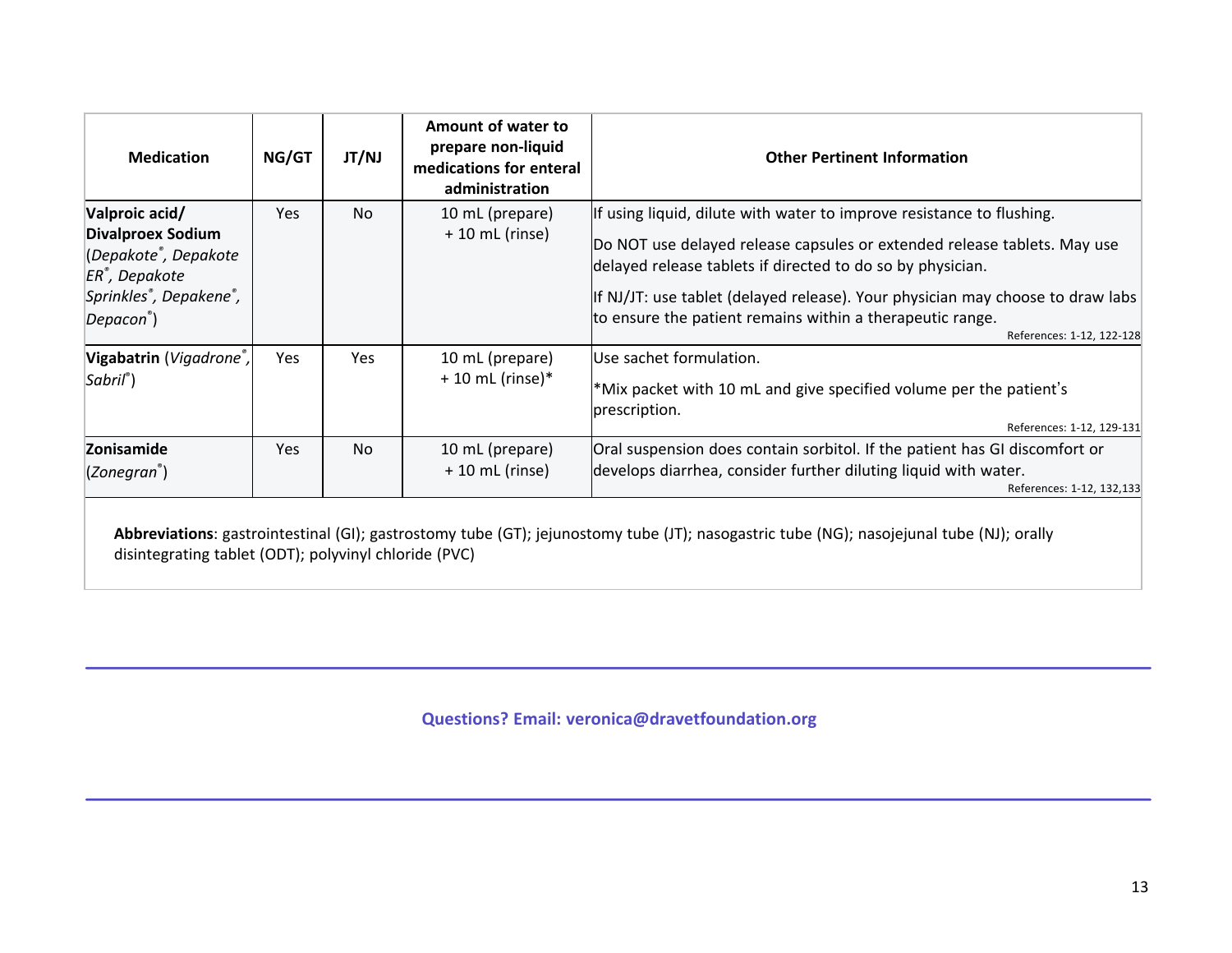| Medication | NG/GT | JT/NJ | Amount of water to prepare non-liquid medications for enteral administration | Other Pertinent Information |
|---|---|---|---|---|
| **Valproic acid/ Divalproex Sodium** (*Depakote®, Depakote ER®, Depakote Sprinkles®, Depakene®, Depacon®*) | Yes | No | 10 mL (prepare) + 10 mL (rinse) | If using liquid, dilute with water to improve resistance to flushing.<br><br>Do NOT use delayed release capsules or extended release tablets. May use delayed release tablets if directed to do so by physician.<br><br>If NJ/JT: use tablet (delayed release). Your physician may choose to draw labs to ensure the patient remains within a therapeutic range.<br><br>References: 1-12, 122-128 |
| **Vigabatrin** (*Vigadrone®, Sabril®*) | Yes | Yes | 10 mL (prepare) + 10 mL (rinse)* | Use sachet formulation.<br><br>*Mix packet with 10 mL and give specified volume per the patient's prescription.<br><br>References: 1-12, 129-131 |
| **Zonisamide** (*Zonegran®*) | Yes | No | 10 mL (prepare) + 10 mL (rinse) | Oral suspension does contain sorbitol. If the patient has GI discomfort or develops diarrhea, consider further diluting liquid with water.<br><br>References: 1-12, 132,133 |

**Abbreviations**: gastrointestinal (GI); gastrostomy tube (GT); jejunostomy tube (JT); nasogastric tube (NG); nasojejunal tube (NJ); orally disintegrating tablet (ODT); polyvinyl chloride (PVC)

**Questions? Email: veronica@dravetfoundation.org**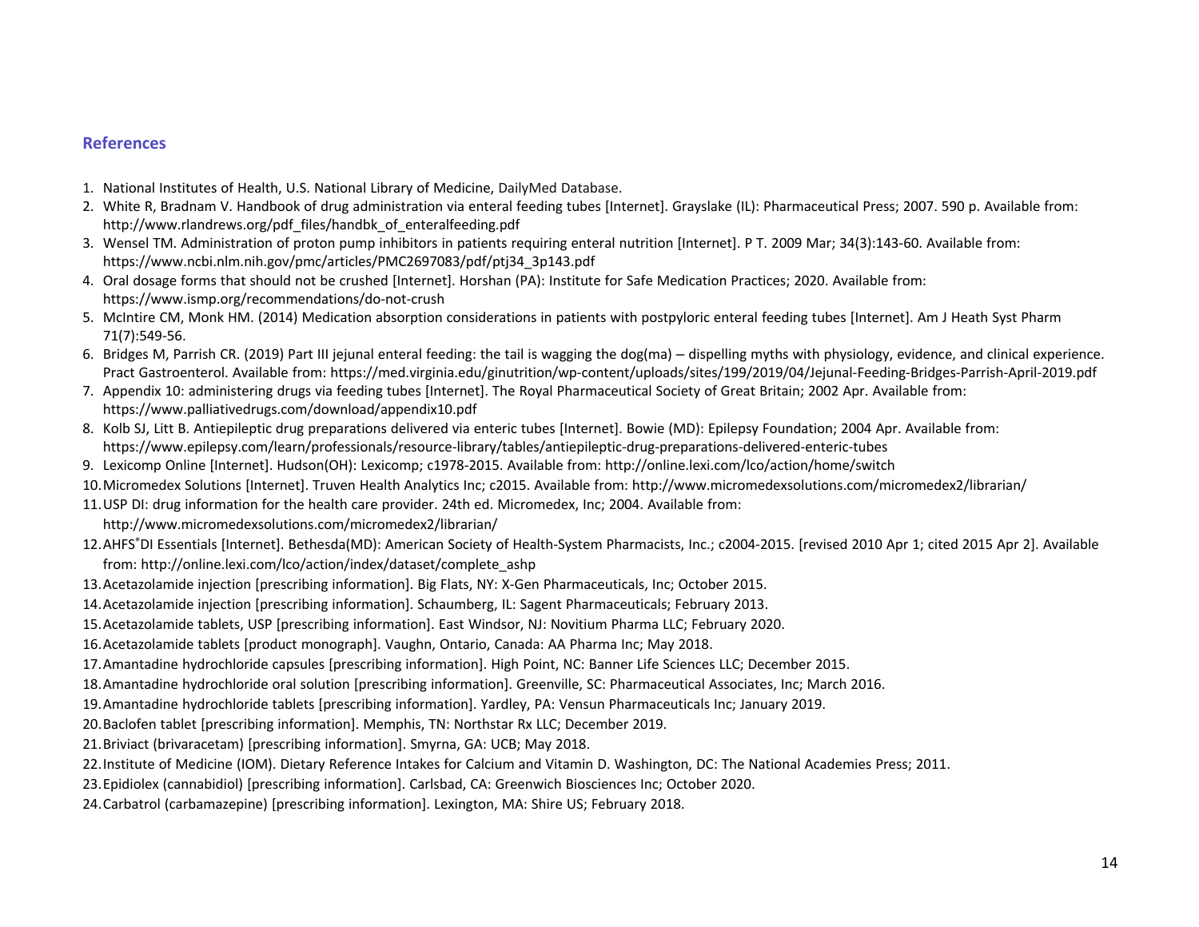## References

1. National Institutes of Health, U.S. National Library of Medicine, DailyMed Database.
2. White R, Bradnam V. Handbook of drug administration via enteral feeding tubes [Internet]. Grayslake (IL): Pharmaceutical Press; 2007. 590 p. Available from: http://www.rlandrews.org/pdf_files/handbk_of_enteralfeeding.pdf
3. Wensel TM. Administration of proton pump inhibitors in patients requiring enteral nutrition [Internet]. P T. 2009 Mar; 34(3):143-60. Available from: https://www.ncbi.nlm.nih.gov/pmc/articles/PMC2697083/pdf/ptj34_3p143.pdf
4. Oral dosage forms that should not be crushed [Internet]. Horshan (PA): Institute for Safe Medication Practices; 2020. Available from: https://www.ismp.org/recommendations/do-not-crush
5. McIntire CM, Monk HM. (2014) Medication absorption considerations in patients with postpyloric enteral feeding tubes [Internet]. Am J Heath Syst Pharm 71(7):549-56.
6. Bridges M, Parrish CR. (2019) Part III jejunal enteral feeding: the tail is wagging the dog(ma) – dispelling myths with physiology, evidence, and clinical experience. Pract Gastroenterol. Available from: https://med.virginia.edu/ginutrition/wp-content/uploads/sites/199/2019/04/Jejunal-Feeding-Bridges-Parrish-April-2019.pdf
7. Appendix 10: administering drugs via feeding tubes [Internet]. The Royal Pharmaceutical Society of Great Britain; 2002 Apr. Available from: https://www.palliativedrugs.com/download/appendix10.pdf
8. Kolb SJ, Litt B. Antiepileptic drug preparations delivered via enteric tubes [Internet]. Bowie (MD): Epilepsy Foundation; 2004 Apr. Available from: https://www.epilepsy.com/learn/professionals/resource-library/tables/antiepileptic-drug-preparations-delivered-enteric-tubes
9. Lexicomp Online [Internet]. Hudson(OH): Lexicomp; c1978-2015. Available from: http://online.lexi.com/lco/action/home/switch
10. Micromedex Solutions [Internet]. Truven Health Analytics Inc; c2015. Available from: http://www.micromedexsolutions.com/micromedex2/librarian/
11. USP DI: drug information for the health care provider. 24th ed. Micromedex, Inc; 2004. Available from: http://www.micromedexsolutions.com/micromedex2/librarian/
12. AHFS®DI Essentials [Internet]. Bethesda(MD): American Society of Health-System Pharmacists, Inc.; c2004-2015. [revised 2010 Apr 1; cited 2015 Apr 2]. Available from: http://online.lexi.com/lco/action/index/dataset/complete_ashp
13. Acetazolamide injection [prescribing information]. Big Flats, NY: X-Gen Pharmaceuticals, Inc; October 2015.
14. Acetazolamide injection [prescribing information]. Schaumberg, IL: Sagent Pharmaceuticals; February 2013.
15. Acetazolamide tablets, USP [prescribing information]. East Windsor, NJ: Novitium Pharma LLC; February 2020.
16. Acetazolamide tablets [product monograph]. Vaughn, Ontario, Canada: AA Pharma Inc; May 2018.
17. Amantadine hydrochloride capsules [prescribing information]. High Point, NC: Banner Life Sciences LLC; December 2015.
18. Amantadine hydrochloride oral solution [prescribing information]. Greenville, SC: Pharmaceutical Associates, Inc; March 2016.
19. Amantadine hydrochloride tablets [prescribing information]. Yardley, PA: Vensun Pharmaceuticals Inc; January 2019.
20. Baclofen tablet [prescribing information]. Memphis, TN: Northstar Rx LLC; December 2019.
21. Briviact (brivaracetam) [prescribing information]. Smyrna, GA: UCB; May 2018.
22. Institute of Medicine (IOM). Dietary Reference Intakes for Calcium and Vitamin D. Washington, DC: The National Academies Press; 2011.
23. Epidiolex (cannabidiol) [prescribing information]. Carlsbad, CA: Greenwich Biosciences Inc; October 2020.
24. Carbatrol (carbamazepine) [prescribing information]. Lexington, MA: Shire US; February 2018.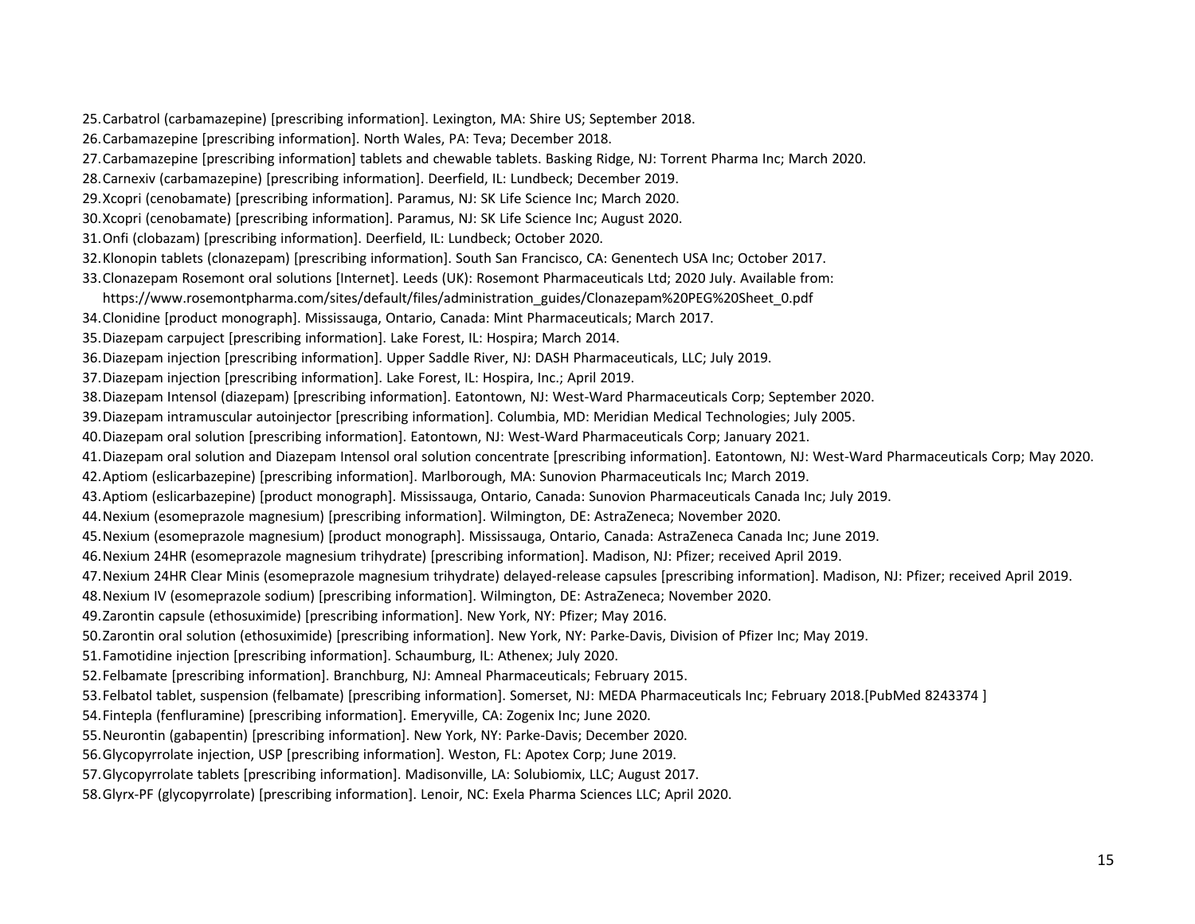25. Carbatrol (carbamazepine) [prescribing information]. Lexington, MA: Shire US; September 2018.
26. Carbamazepine [prescribing information]. North Wales, PA: Teva; December 2018.
27. Carbamazepine [prescribing information] tablets and chewable tablets. Basking Ridge, NJ: Torrent Pharma Inc; March 2020.
28. Carnexiv (carbamazepine) [prescribing information]. Deerfield, IL: Lundbeck; December 2019.
29. Xcopri (cenobamate) [prescribing information]. Paramus, NJ: SK Life Science Inc; March 2020.
30. Xcopri (cenobamate) [prescribing information]. Paramus, NJ: SK Life Science Inc; August 2020.
31. Onfi (clobazam) [prescribing information]. Deerfield, IL: Lundbeck; October 2020.
32. Klonopin tablets (clonazepam) [prescribing information]. South San Francisco, CA: Genentech USA Inc; October 2017.
33. Clonazepam Rosemont oral solutions [Internet]. Leeds (UK): Rosemont Pharmaceuticals Ltd; 2020 July. Available from: https://www.rosemontpharma.com/sites/default/files/administration_guides/Clonazepam%20PEG%20Sheet_0.pdf
34. Clonidine [product monograph]. Mississauga, Ontario, Canada: Mint Pharmaceuticals; March 2017.
35. Diazepam carpuject [prescribing information]. Lake Forest, IL: Hospira; March 2014.
36. Diazepam injection [prescribing information]. Upper Saddle River, NJ: DASH Pharmaceuticals, LLC; July 2019.
37. Diazepam injection [prescribing information]. Lake Forest, IL: Hospira, Inc.; April 2019.
38. Diazepam Intensol (diazepam) [prescribing information]. Eatontown, NJ: West-Ward Pharmaceuticals Corp; September 2020.
39. Diazepam intramuscular autoinjector [prescribing information]. Columbia, MD: Meridian Medical Technologies; July 2005.
40. Diazepam oral solution [prescribing information]. Eatontown, NJ: West-Ward Pharmaceuticals Corp; January 2021.
41. Diazepam oral solution and Diazepam Intensol oral solution concentrate [prescribing information]. Eatontown, NJ: West-Ward Pharmaceuticals Corp; May 2020.
42. Aptiom (eslicarbazepine) [prescribing information]. Marlborough, MA: Sunovion Pharmaceuticals Inc; March 2019.
43. Aptiom (eslicarbazepine) [product monograph]. Mississauga, Ontario, Canada: Sunovion Pharmaceuticals Canada Inc; July 2019.
44. Nexium (esomeprazole magnesium) [prescribing information]. Wilmington, DE: AstraZeneca; November 2020.
45. Nexium (esomeprazole magnesium) [product monograph]. Mississauga, Ontario, Canada: AstraZeneca Canada Inc; June 2019.
46. Nexium 24HR (esomeprazole magnesium trihydrate) [prescribing information]. Madison, NJ: Pfizer; received April 2019.
47. Nexium 24HR Clear Minis (esomeprazole magnesium trihydrate) delayed-release capsules [prescribing information]. Madison, NJ: Pfizer; received April 2019.
48. Nexium IV (esomeprazole sodium) [prescribing information]. Wilmington, DE: AstraZeneca; November 2020.
49. Zarontin capsule (ethosuximide) [prescribing information]. New York, NY: Pfizer; May 2016.
50. Zarontin oral solution (ethosuximide) [prescribing information]. New York, NY: Parke-Davis, Division of Pfizer Inc; May 2019.
51. Famotidine injection [prescribing information]. Schaumburg, IL: Athenex; July 2020.
52. Felbamate [prescribing information]. Branchburg, NJ: Amneal Pharmaceuticals; February 2015.
53. Felbatol tablet, suspension (felbamate) [prescribing information]. Somerset, NJ: MEDA Pharmaceuticals Inc; February 2018.[PubMed 8243374 ]
54. Fintepla (fenfluramine) [prescribing information]. Emeryville, CA: Zogenix Inc; June 2020.
55. Neurontin (gabapentin) [prescribing information]. New York, NY: Parke-Davis; December 2020.
56. Glycopyrrolate injection, USP [prescribing information]. Weston, FL: Apotex Corp; June 2019.
57. Glycopyrrolate tablets [prescribing information]. Madisonville, LA: Solubiomix, LLC; August 2017.
58. Glyrx-PF (glycopyrrolate) [prescribing information]. Lenoir, NC: Exela Pharma Sciences LLC; April 2020.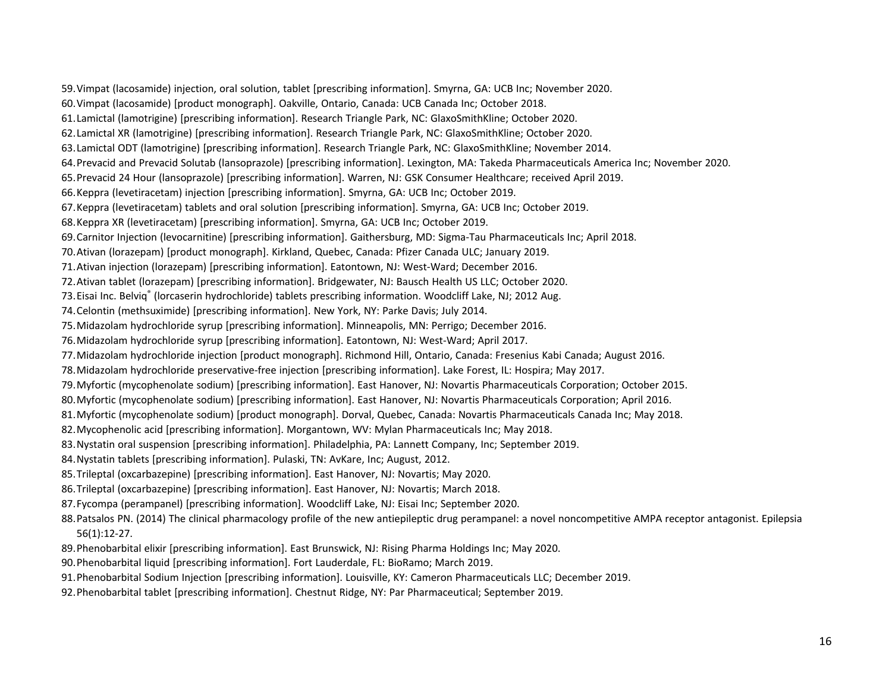59. Vimpat (lacosamide) injection, oral solution, tablet [prescribing information]. Smyrna, GA: UCB Inc; November 2020.
60. Vimpat (lacosamide) [product monograph]. Oakville, Ontario, Canada: UCB Canada Inc; October 2018.
61. Lamictal (lamotrigine) [prescribing information]. Research Triangle Park, NC: GlaxoSmithKline; October 2020.
62. Lamictal XR (lamotrigine) [prescribing information]. Research Triangle Park, NC: GlaxoSmithKline; October 2020.
63. Lamictal ODT (lamotrigine) [prescribing information]. Research Triangle Park, NC: GlaxoSmithKline; November 2014.
64. Prevacid and Prevacid Solutab (lansoprazole) [prescribing information]. Lexington, MA: Takeda Pharmaceuticals America Inc; November 2020.
65. Prevacid 24 Hour (lansoprazole) [prescribing information]. Warren, NJ: GSK Consumer Healthcare; received April 2019.
66. Keppra (levetiracetam) injection [prescribing information]. Smyrna, GA: UCB Inc; October 2019.
67. Keppra (levetiracetam) tablets and oral solution [prescribing information]. Smyrna, GA: UCB Inc; October 2019.
68. Keppra XR (levetiracetam) [prescribing information]. Smyrna, GA: UCB Inc; October 2019.
69. Carnitor Injection (levocarnitine) [prescribing information]. Gaithersburg, MD: Sigma-Tau Pharmaceuticals Inc; April 2018.
70. Ativan (lorazepam) [product monograph]. Kirkland, Quebec, Canada: Pfizer Canada ULC; January 2019.
71. Ativan injection (lorazepam) [prescribing information]. Eatontown, NJ: West-Ward; December 2016.
72. Ativan tablet (lorazepam) [prescribing information]. Bridgewater, NJ: Bausch Health US LLC; October 2020.
73. Eisai Inc. Belviq® (lorcaserin hydrochloride) tablets prescribing information. Woodcliff Lake, NJ; 2012 Aug.
74. Celontin (methsuximide) [prescribing information]. New York, NY: Parke Davis; July 2014.
75. Midazolam hydrochloride syrup [prescribing information]. Minneapolis, MN: Perrigo; December 2016.
76. Midazolam hydrochloride syrup [prescribing information]. Eatontown, NJ: West-Ward; April 2017.
77. Midazolam hydrochloride injection [product monograph]. Richmond Hill, Ontario, Canada: Fresenius Kabi Canada; August 2016.
78. Midazolam hydrochloride preservative-free injection [prescribing information]. Lake Forest, IL: Hospira; May 2017.
79. Myfortic (mycophenolate sodium) [prescribing information]. East Hanover, NJ: Novartis Pharmaceuticals Corporation; October 2015.
80. Myfortic (mycophenolate sodium) [prescribing information]. East Hanover, NJ: Novartis Pharmaceuticals Corporation; April 2016.
81. Myfortic (mycophenolate sodium) [product monograph]. Dorval, Quebec, Canada: Novartis Pharmaceuticals Canada Inc; May 2018.
82. Mycophenolic acid [prescribing information]. Morgantown, WV: Mylan Pharmaceuticals Inc; May 2018.
83. Nystatin oral suspension [prescribing information]. Philadelphia, PA: Lannett Company, Inc; September 2019.
84. Nystatin tablets [prescribing information]. Pulaski, TN: AvKare, Inc; August, 2012.
85. Trileptal (oxcarbazepine) [prescribing information]. East Hanover, NJ: Novartis; May 2020.
86. Trileptal (oxcarbazepine) [prescribing information]. East Hanover, NJ: Novartis; March 2018.
87. Fycompa (perampanel) [prescribing information]. Woodcliff Lake, NJ: Eisai Inc; September 2020.
88. Patsalos PN. (2014) The clinical pharmacology profile of the new antiepileptic drug perampanel: a novel noncompetitive AMPA receptor antagonist. Epilepsia 56(1):12-27.
89. Phenobarbital elixir [prescribing information]. East Brunswick, NJ: Rising Pharma Holdings Inc; May 2020.
90. Phenobarbital liquid [prescribing information]. Fort Lauderdale, FL: BioRamo; March 2019.
91. Phenobarbital Sodium Injection [prescribing information]. Louisville, KY: Cameron Pharmaceuticals LLC; December 2019.
92. Phenobarbital tablet [prescribing information]. Chestnut Ridge, NY: Par Pharmaceutical; September 2019.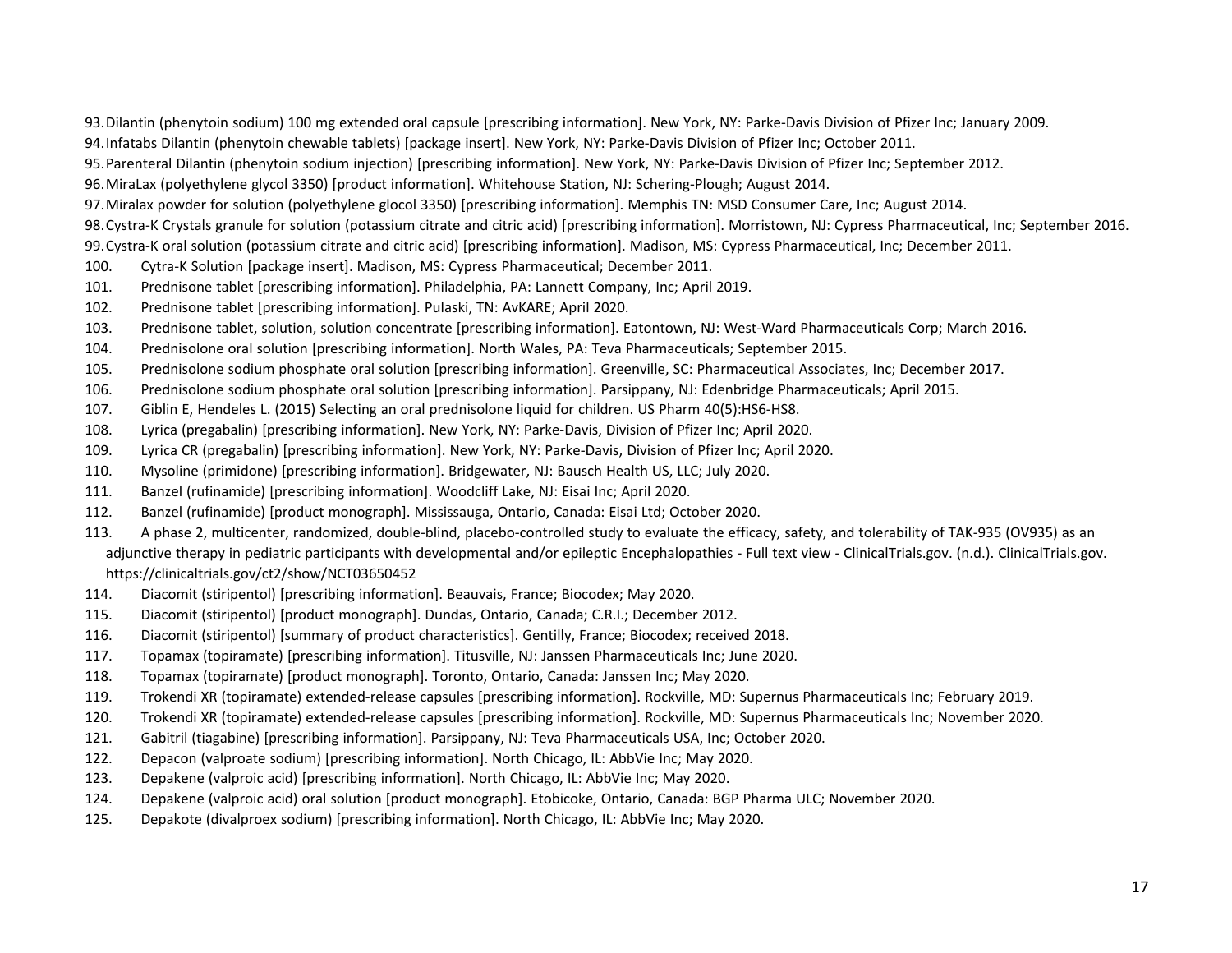93. Dilantin (phenytoin sodium) 100 mg extended oral capsule [prescribing information]. New York, NY: Parke-Davis Division of Pfizer Inc; January 2009.
94. Infatabs Dilantin (phenytoin chewable tablets) [package insert]. New York, NY: Parke-Davis Division of Pfizer Inc; October 2011.
95. Parenteral Dilantin (phenytoin sodium injection) [prescribing information]. New York, NY: Parke-Davis Division of Pfizer Inc; September 2012.
96. MiraLax (polyethylene glycol 3350) [product information]. Whitehouse Station, NJ: Schering-Plough; August 2014.
97. Miralax powder for solution (polyethylene glocol 3350) [prescribing information]. Memphis TN: MSD Consumer Care, Inc; August 2014.
98. Cystra-K Crystals granule for solution (potassium citrate and citric acid) [prescribing information]. Morristown, NJ: Cypress Pharmaceutical, Inc; September 2016.
99. Cystra-K oral solution (potassium citrate and citric acid) [prescribing information]. Madison, MS: Cypress Pharmaceutical, Inc; December 2011.
100. Cytra-K Solution [package insert]. Madison, MS: Cypress Pharmaceutical; December 2011.
101. Prednisone tablet [prescribing information]. Philadelphia, PA: Lannett Company, Inc; April 2019.
102. Prednisone tablet [prescribing information]. Pulaski, TN: AvKARE; April 2020.
103. Prednisone tablet, solution, solution concentrate [prescribing information]. Eatontown, NJ: West-Ward Pharmaceuticals Corp; March 2016.
104. Prednisolone oral solution [prescribing information]. North Wales, PA: Teva Pharmaceuticals; September 2015.
105. Prednisolone sodium phosphate oral solution [prescribing information]. Greenville, SC: Pharmaceutical Associates, Inc; December 2017.
106. Prednisolone sodium phosphate oral solution [prescribing information]. Parsippany, NJ: Edenbridge Pharmaceuticals; April 2015.
107. Giblin E, Hendeles L. (2015) Selecting an oral prednisolone liquid for children. US Pharm 40(5):HS6-HS8.
108. Lyrica (pregabalin) [prescribing information]. New York, NY: Parke-Davis, Division of Pfizer Inc; April 2020.
109. Lyrica CR (pregabalin) [prescribing information]. New York, NY: Parke-Davis, Division of Pfizer Inc; April 2020.
110. Mysoline (primidone) [prescribing information]. Bridgewater, NJ: Bausch Health US, LLC; July 2020.
111. Banzel (rufinamide) [prescribing information]. Woodcliff Lake, NJ: Eisai Inc; April 2020.
112. Banzel (rufinamide) [product monograph]. Mississauga, Ontario, Canada: Eisai Ltd; October 2020.
113. A phase 2, multicenter, randomized, double-blind, placebo-controlled study to evaluate the efficacy, safety, and tolerability of TAK-935 (OV935) as an adjunctive therapy in pediatric participants with developmental and/or epileptic Encephalopathies - Full text view - ClinicalTrials.gov. (n.d.). ClinicalTrials.gov. https://clinicaltrials.gov/ct2/show/NCT03650452
114. Diacomit (stiripentol) [prescribing information]. Beauvais, France; Biocodex; May 2020.
115. Diacomit (stiripentol) [product monograph]. Dundas, Ontario, Canada; C.R.I.; December 2012.
116. Diacomit (stiripentol) [summary of product characteristics]. Gentilly, France; Biocodex; received 2018.
117. Topamax (topiramate) [prescribing information]. Titusville, NJ: Janssen Pharmaceuticals Inc; June 2020.
118. Topamax (topiramate) [product monograph]. Toronto, Ontario, Canada: Janssen Inc; May 2020.
119. Trokendi XR (topiramate) extended-release capsules [prescribing information]. Rockville, MD: Supernus Pharmaceuticals Inc; February 2019.
120. Trokendi XR (topiramate) extended-release capsules [prescribing information]. Rockville, MD: Supernus Pharmaceuticals Inc; November 2020.
121. Gabitril (tiagabine) [prescribing information]. Parsippany, NJ: Teva Pharmaceuticals USA, Inc; October 2020.
122. Depacon (valproate sodium) [prescribing information]. North Chicago, IL: AbbVie Inc; May 2020.
123. Depakene (valproic acid) [prescribing information]. North Chicago, IL: AbbVie Inc; May 2020.
124. Depakene (valproic acid) oral solution [product monograph]. Etobicoke, Ontario, Canada: BGP Pharma ULC; November 2020.
125. Depakote (divalproex sodium) [prescribing information]. North Chicago, IL: AbbVie Inc; May 2020.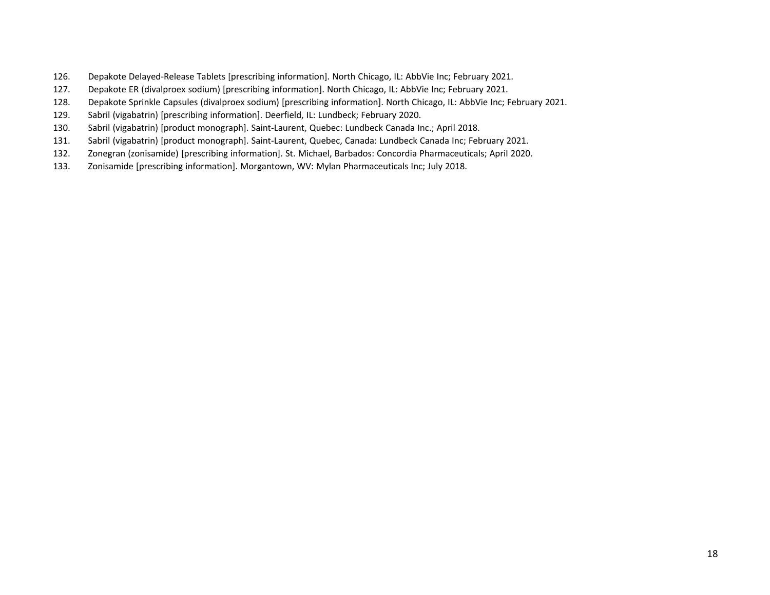126. Depakote Delayed-Release Tablets [prescribing information]. North Chicago, IL: AbbVie Inc; February 2021.
127. Depakote ER (divalproex sodium) [prescribing information]. North Chicago, IL: AbbVie Inc; February 2021.
128. Depakote Sprinkle Capsules (divalproex sodium) [prescribing information]. North Chicago, IL: AbbVie Inc; February 2021.
129. Sabril (vigabatrin) [prescribing information]. Deerfield, IL: Lundbeck; February 2020.
130. Sabril (vigabatrin) [product monograph]. Saint-Laurent, Quebec: Lundbeck Canada Inc.; April 2018.
131. Sabril (vigabatrin) [product monograph]. Saint-Laurent, Quebec, Canada: Lundbeck Canada Inc; February 2021.
132. Zonegran (zonisamide) [prescribing information]. St. Michael, Barbados: Concordia Pharmaceuticals; April 2020.
133. Zonisamide [prescribing information]. Morgantown, WV: Mylan Pharmaceuticals Inc; July 2018.